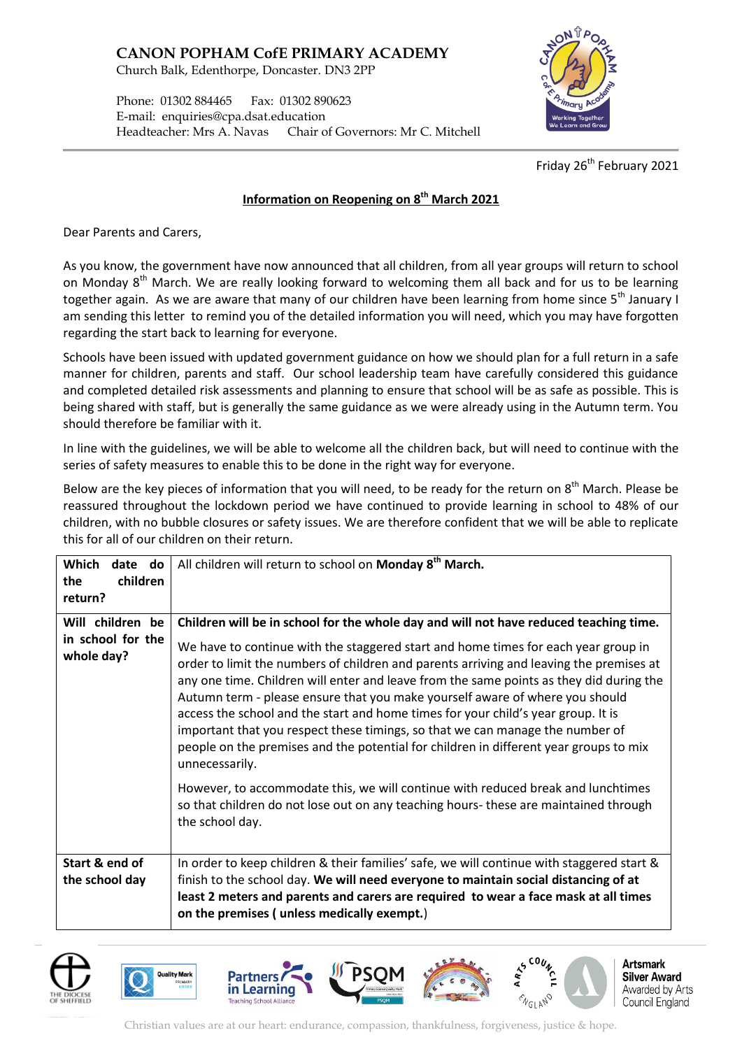# CANON POPHAM CofE PRIMARY ACADEMY

Church Balk, Edenthorpe, Doncaster. DN3 2PP

Phone: 01302 884465 Fax: 01302 890623
E-mail: enquiries@cpa.dsat.education
Headteacher: Mrs A. Navas Chair of Governors: Mr C. Mitchell

Friday 26th February 2021

## Information on Reopening on 8th March 2021

Dear Parents and Carers,

As you know, the government have now announced that all children, from all year groups will return to school on Monday 8th March. We are really looking forward to welcoming them all back and for us to be learning together again. As we are aware that many of our children have been learning from home since 5th January I am sending this letter to remind you of the detailed information you will need, which you may have forgotten regarding the start back to learning for everyone.

Schools have been issued with updated government guidance on how we should plan for a full return in a safe manner for children, parents and staff. Our school leadership team have carefully considered this guidance and completed detailed risk assessments and planning to ensure that school will be as safe as possible. This is being shared with staff, but is generally the same guidance as we were already using in the Autumn term. You should therefore be familiar with it.

In line with the guidelines, we will be able to welcome all the children back, but will need to continue with the series of safety measures to enable this to be done in the right way for everyone.

Below are the key pieces of information that you will need, to be ready for the return on 8th March. Please be reassured throughout the lockdown period we have continued to provide learning in school to 48% of our children, with no bubble closures or safety issues. We are therefore confident that we will be able to replicate this for all of our children on their return.

| | |
|---|---|
| **Which date do the children return?** | All children will return to school on **Monday 8th March.** |
| **Will children be in school for the whole day?** | **Children will be in school for the whole day and will not have reduced teaching time.** We have to continue with the staggered start and home times for each year group in order to limit the numbers of children and parents arriving and leaving the premises at any one time. Children will enter and leave from the same points as they did during the Autumn term - please ensure that you make yourself aware of where you should access the school and the start and home times for your child's year group. It is important that you respect these timings, so that we can manage the number of people on the premises and the potential for children in different year groups to mix unnecessarily. However, to accommodate this, we will continue with reduced break and lunchtimes so that children do not lose out on any teaching hours- these are maintained through the school day. |
| **Start & end of the school day** | In order to keep children & their families' safe, we will continue with staggered start & finish to the school day. **We will need everyone to maintain social distancing of at least 2 meters and parents and carers are required to wear a face mask at all times on the premises ( unless medically exempt.**) |

Christian values are at our heart: endurance, compassion, thankfulness, forgiveness, justice & hope.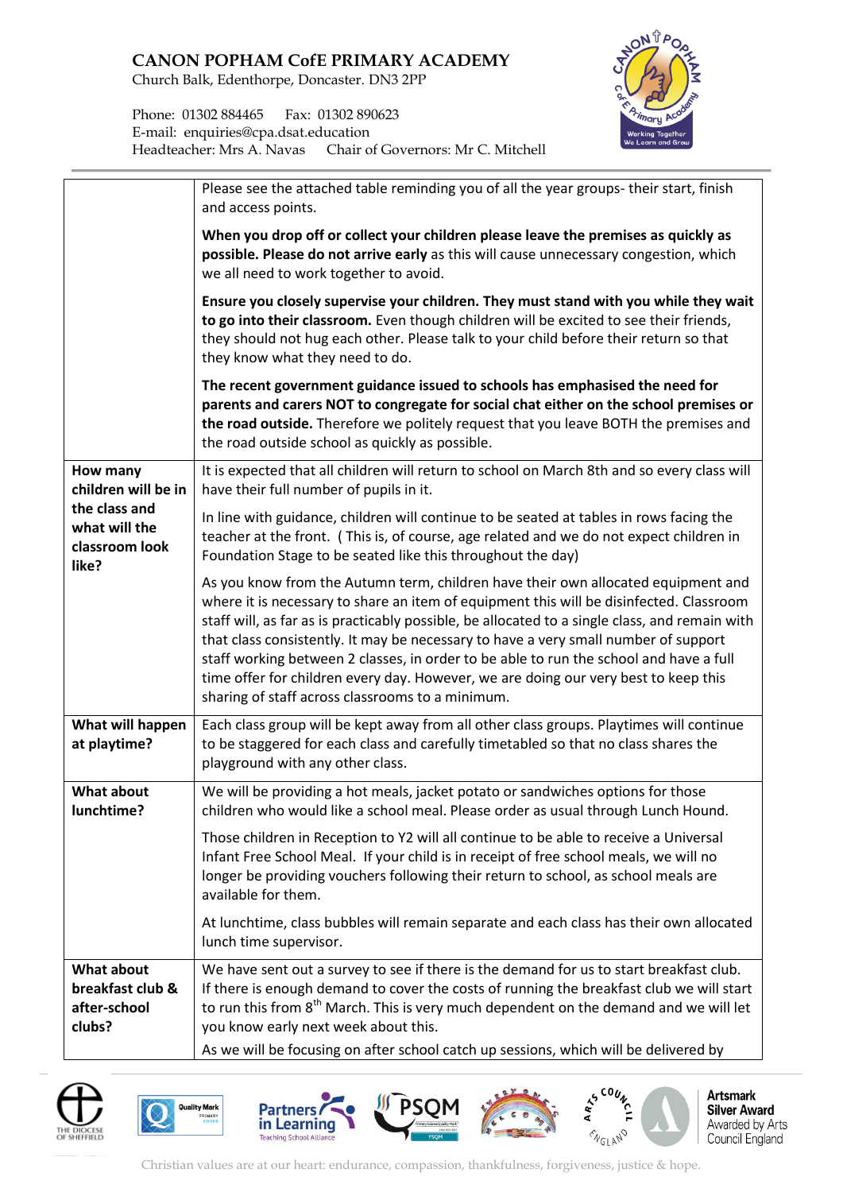# CANON POPHAM CofE PRIMARY ACADEMY

Church Balk, Edenthorpe, Doncaster. DN3 2PP

Phone: 01302 884465 Fax: 01302 890623
E-mail: enquiries@cpa.dsat.education
Headteacher: Mrs A. Navas Chair of Governors: Mr C. Mitchell

| | |
|---|---|
| | Please see the attached table reminding you of all the year groups- their start, finish and access points.<br><br>**When you drop off or collect your children please leave the premises as quickly as possible. Please do not arrive early** as this will cause unnecessary congestion, which we all need to work together to avoid.<br><br>**Ensure you closely supervise your children. They must stand with you while they wait to go into their classroom.** Even though children will be excited to see their friends, they should not hug each other. Please talk to your child before their return so that they know what they need to do.<br><br>**The recent government guidance issued to schools has emphasised the need for parents and carers NOT to congregate for social chat either on the school premises or the road outside.** Therefore we politely request that you leave BOTH the premises and the road outside school as quickly as possible. |
| **How many children will be in the class and what will the classroom look like?** | It is expected that all children will return to school on March 8th and so every class will have their full number of pupils in it.<br><br>In line with guidance, children will continue to be seated at tables in rows facing the teacher at the front. ( This is, of course, age related and we do not expect children in Foundation Stage to be seated like this throughout the day)<br><br>As you know from the Autumn term, children have their own allocated equipment and where it is necessary to share an item of equipment this will be disinfected. Classroom staff will, as far as is practicably possible, be allocated to a single class, and remain with that class consistently. It may be necessary to have a very small number of support staff working between 2 classes, in order to be able to run the school and have a full time offer for children every day. However, we are doing our very best to keep this sharing of staff across classrooms to a minimum. |
| **What will happen at playtime?** | Each class group will be kept away from all other class groups. Playtimes will continue to be staggered for each class and carefully timetabled so that no class shares the playground with any other class. |
| **What about lunchtime?** | We will be providing a hot meals, jacket potato or sandwiches options for those children who would like a school meal. Please order as usual through Lunch Hound.<br><br>Those children in Reception to Y2 will all continue to be able to receive a Universal Infant Free School Meal. If your child is in receipt of free school meals, we will no longer be providing vouchers following their return to school, as school meals are available for them.<br><br>At lunchtime, class bubbles will remain separate and each class has their own allocated lunch time supervisor. |
| **What about breakfast club & after-school clubs?** | We have sent out a survey to see if there is the demand for us to start breakfast club. If there is enough demand to cover the costs of running the breakfast club we will start to run this from 8th March. This is very much dependent on the demand and we will let you know early next week about this.<br><br>As we will be focusing on after school catch up sessions, which will be delivered by |

Christian values are at our heart: endurance, compassion, thankfulness, forgiveness, justice & hope.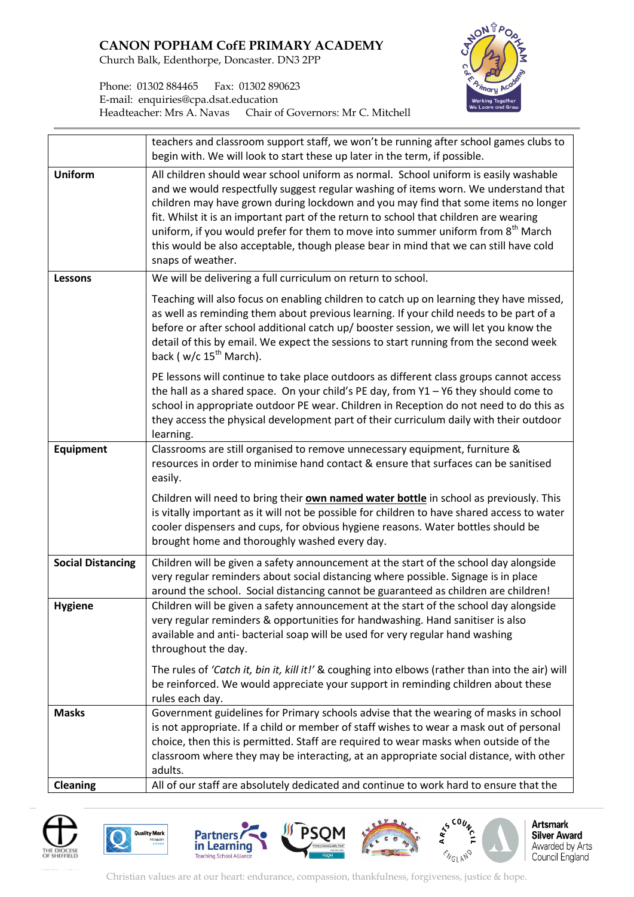| | |
|---|---|
| | teachers and classroom support staff, we won't be running after school games clubs to begin with. We will look to start these up later in the term, if possible. |
| **Uniform** | All children should wear school uniform as normal. School uniform is easily washable and we would respectfully suggest regular washing of items worn. We understand that children may have grown during lockdown and you may find that some items no longer fit. Whilst it is an important part of the return to school that children are wearing uniform, if you would prefer for them to move into summer uniform from 8th March this would be also acceptable, though please bear in mind that we can still have cold snaps of weather. |
| **Lessons** | We will be delivering a full curriculum on return to school.<br><br>Teaching will also focus on enabling children to catch up on learning they have missed, as well as reminding them about previous learning. If your child needs to be part of a before or after school additional catch up/ booster session, we will let you know the detail of this by email. We expect the sessions to start running from the second week back ( w/c 15th March).<br><br>PE lessons will continue to take place outdoors as different class groups cannot access the hall as a shared space. On your child's PE day, from Y1 – Y6 they should come to school in appropriate outdoor PE wear. Children in Reception do not need to do this as they access the physical development part of their curriculum daily with their outdoor learning. |
| **Equipment** | Classrooms are still organised to remove unnecessary equipment, furniture & resources in order to minimise hand contact & ensure that surfaces can be sanitised easily.<br><br>Children will need to bring their **own named water bottle** in school as previously. This is vitally important as it will not be possible for children to have shared access to water cooler dispensers and cups, for obvious hygiene reasons. Water bottles should be brought home and thoroughly washed every day. |
| **Social Distancing** | Children will be given a safety announcement at the start of the school day alongside very regular reminders about social distancing where possible. Signage is in place around the school. Social distancing cannot be guaranteed as children are children! |
| **Hygiene** | Children will be given a safety announcement at the start of the school day alongside very regular reminders & opportunities for handwashing. Hand sanitiser is also available and anti- bacterial soap will be used for very regular hand washing throughout the day.<br><br>The rules of *'Catch it, bin it, kill it!'* & coughing into elbows (rather than into the air) will be reinforced. We would appreciate your support in reminding children about these rules each day. |
| **Masks** | Government guidelines for Primary schools advise that the wearing of masks in school is not appropriate. If a child or member of staff wishes to wear a mask out of personal choice, then this is permitted. Staff are required to wear masks when outside of the classroom where they may be interacting, at an appropriate social distance, with other adults. |
| **Cleaning** | All of our staff are absolutely dedicated and continue to work hard to ensure that the |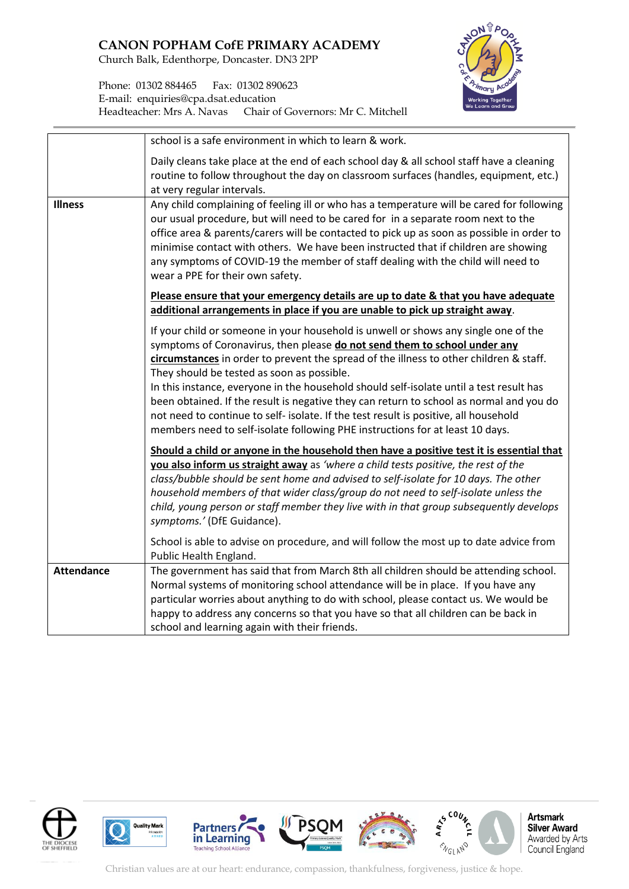| | |
|---|---|
| | school is a safe environment in which to learn & work.<br><br>Daily cleans take place at the end of each school day & all school staff have a cleaning routine to follow throughout the day on classroom surfaces (handles, equipment, etc.) at very regular intervals. |
| **Illness** | Any child complaining of feeling ill or who has a temperature will be cared for following our usual procedure, but will need to be cared for in a separate room next to the office area & parents/carers will be contacted to pick up as soon as possible in order to minimise contact with others. We have been instructed that if children are showing any symptoms of COVID-19 the member of staff dealing with the child will need to wear a PPE for their own safety.<br><br>**Please ensure that your emergency details are up to date & that you have adequate additional arrangements in place if you are unable to pick up straight away**.<br><br>If your child or someone in your household is unwell or shows any single one of the symptoms of Coronavirus, then please **do not send them to school under any circumstances** in order to prevent the spread of the illness to other children & staff. They should be tested as soon as possible.<br>In this instance, everyone in the household should self-isolate until a test result has been obtained. If the result is negative they can return to school as normal and you do not need to continue to self- isolate. If the test result is positive, all household members need to self-isolate following PHE instructions for at least 10 days.<br><br>**Should a child or anyone in the household then have a positive test it is essential that you also inform us straight away** as *'where a child tests positive, the rest of the class/bubble should be sent home and advised to self-isolate for 10 days. The other household members of that wider class/group do not need to self-isolate unless the child, young person or staff member they live with in that group subsequently develops symptoms.'* (DfE Guidance).<br><br>School is able to advise on procedure, and will follow the most up to date advice from Public Health England. |
| **Attendance** | The government has said that from March 8th all children should be attending school. Normal systems of monitoring school attendance will be in place. If you have any particular worries about anything to do with school, please contact us. We would be happy to address any concerns so that you have so that all children can be back in school and learning again with their friends. |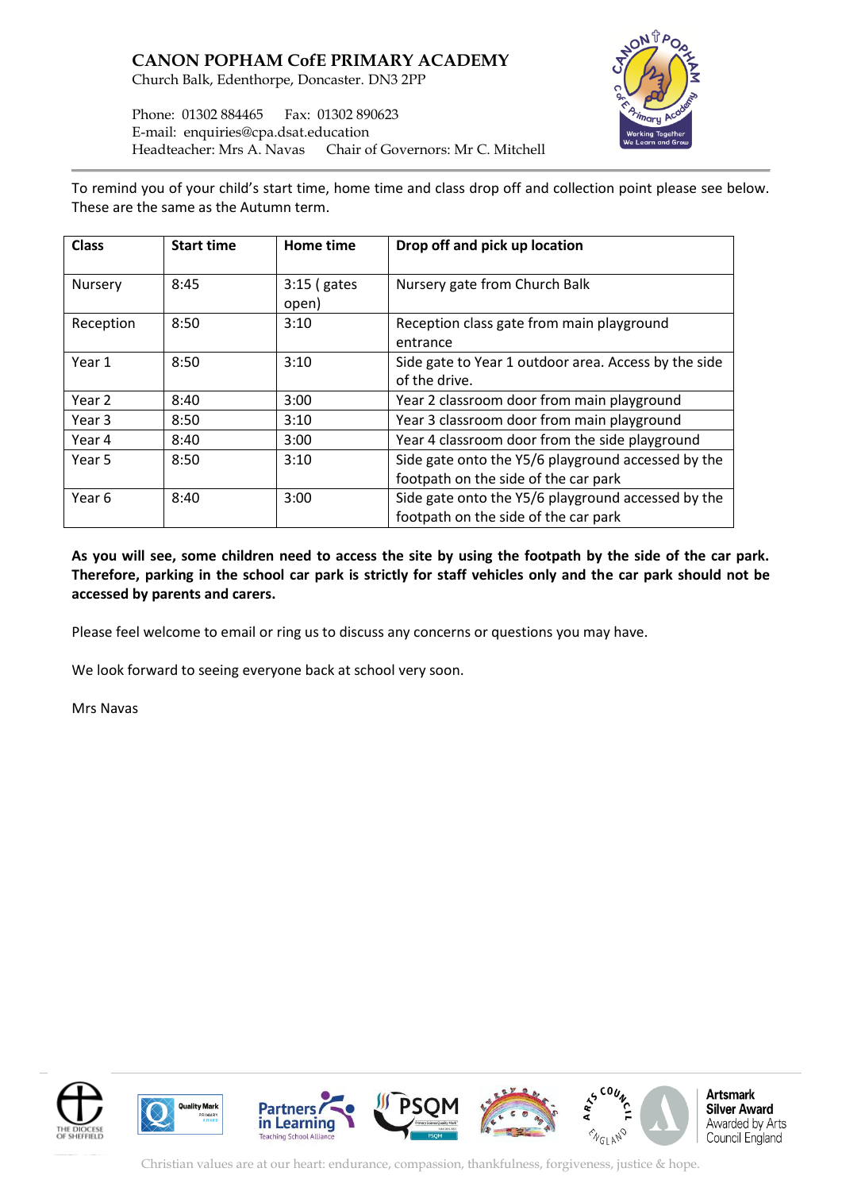# CANON POPHAM CofE PRIMARY ACADEMY

Church Balk, Edenthorpe, Doncaster. DN3 2PP

Phone: 01302 884465 Fax: 01302 890623
E-mail: enquiries@cpa.dsat.education
Headteacher: Mrs A. Navas Chair of Governors: Mr C. Mitchell

To remind you of your child's start time, home time and class drop off and collection point please see below. These are the same as the Autumn term.

| Class | Start time | Home time | Drop off and pick up location |
|---|---|---|---|
| Nursery | 8:45 | 3:15 ( gates open) | Nursery gate from Church Balk |
| Reception | 8:50 | 3:10 | Reception class gate from main playground entrance |
| Year 1 | 8:50 | 3:10 | Side gate to Year 1 outdoor area. Access by the side of the drive. |
| Year 2 | 8:40 | 3:00 | Year 2 classroom door from main playground |
| Year 3 | 8:50 | 3:10 | Year 3 classroom door from main playground |
| Year 4 | 8:40 | 3:00 | Year 4 classroom door from the side playground |
| Year 5 | 8:50 | 3:10 | Side gate onto the Y5/6 playground accessed by the footpath on the side of the car park |
| Year 6 | 8:40 | 3:00 | Side gate onto the Y5/6 playground accessed by the footpath on the side of the car park |

**As you will see, some children need to access the site by using the footpath by the side of the car park. Therefore, parking in the school car park is strictly for staff vehicles only and the car park should not be accessed by parents and carers.**

Please feel welcome to email or ring us to discuss any concerns or questions you may have.

We look forward to seeing everyone back at school very soon.

Mrs Navas

Christian values are at our heart: endurance, compassion, thankfulness, forgiveness, justice & hope.